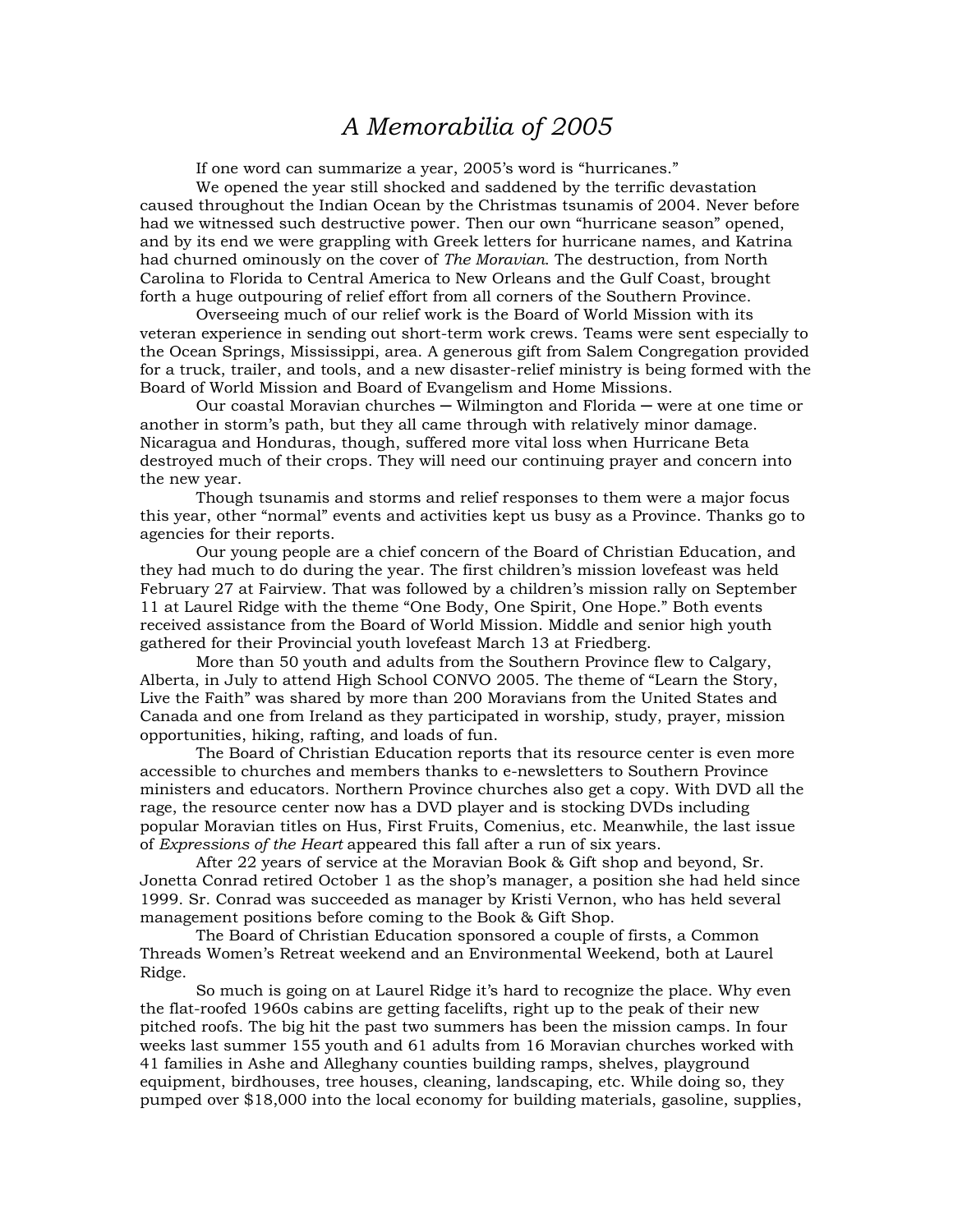# *A Memorabilia of 2005*

If one word can summarize a year, 2005's word is "hurricanes."

We opened the year still shocked and saddened by the terrific devastation caused throughout the Indian Ocean by the Christmas tsunamis of 2004. Never before had we witnessed such destructive power. Then our own "hurricane season" opened, and by its end we were grappling with Greek letters for hurricane names, and Katrina had churned ominously on the cover of *The Moravian*. The destruction, from North Carolina to Florida to Central America to New Orleans and the Gulf Coast, brought forth a huge outpouring of relief effort from all corners of the Southern Province.

Overseeing much of our relief work is the Board of World Mission with its veteran experience in sending out short-term work crews. Teams were sent especially to the Ocean Springs, Mississippi, area. A generous gift from Salem Congregation provided for a truck, trailer, and tools, and a new disaster-relief ministry is being formed with the Board of World Mission and Board of Evangelism and Home Missions.

Our coastal Moravian churches ─ Wilmington and Florida ─ were at one time or another in storm's path, but they all came through with relatively minor damage. Nicaragua and Honduras, though, suffered more vital loss when Hurricane Beta destroyed much of their crops. They will need our continuing prayer and concern into the new year.

Though tsunamis and storms and relief responses to them were a major focus this year, other "normal" events and activities kept us busy as a Province. Thanks go to agencies for their reports.

Our young people are a chief concern of the Board of Christian Education, and they had much to do during the year. The first children's mission lovefeast was held February 27 at Fairview. That was followed by a children's mission rally on September 11 at Laurel Ridge with the theme "One Body, One Spirit, One Hope." Both events received assistance from the Board of World Mission. Middle and senior high youth gathered for their Provincial youth lovefeast March 13 at Friedberg.

More than 50 youth and adults from the Southern Province flew to Calgary, Alberta, in July to attend High School CONVO 2005. The theme of "Learn the Story, Live the Faith" was shared by more than 200 Moravians from the United States and Canada and one from Ireland as they participated in worship, study, prayer, mission opportunities, hiking, rafting, and loads of fun.

The Board of Christian Education reports that its resource center is even more accessible to churches and members thanks to e-newsletters to Southern Province ministers and educators. Northern Province churches also get a copy. With DVD all the rage, the resource center now has a DVD player and is stocking DVDs including popular Moravian titles on Hus, First Fruits, Comenius, etc. Meanwhile, the last issue of *Expressions of the Heart* appeared this fall after a run of six years.

After 22 years of service at the Moravian Book & Gift shop and beyond, Sr. Jonetta Conrad retired October 1 as the shop's manager, a position she had held since 1999. Sr. Conrad was succeeded as manager by Kristi Vernon, who has held several management positions before coming to the Book & Gift Shop.

The Board of Christian Education sponsored a couple of firsts, a Common Threads Women's Retreat weekend and an Environmental Weekend, both at Laurel Ridge.

So much is going on at Laurel Ridge it's hard to recognize the place. Why even the flat-roofed 1960s cabins are getting facelifts, right up to the peak of their new pitched roofs. The big hit the past two summers has been the mission camps. In four weeks last summer 155 youth and 61 adults from 16 Moravian churches worked with 41 families in Ashe and Alleghany counties building ramps, shelves, playground equipment, birdhouses, tree houses, cleaning, landscaping, etc. While doing so, they pumped over $18,000 into the local economy for building materials, gasoline, supplies,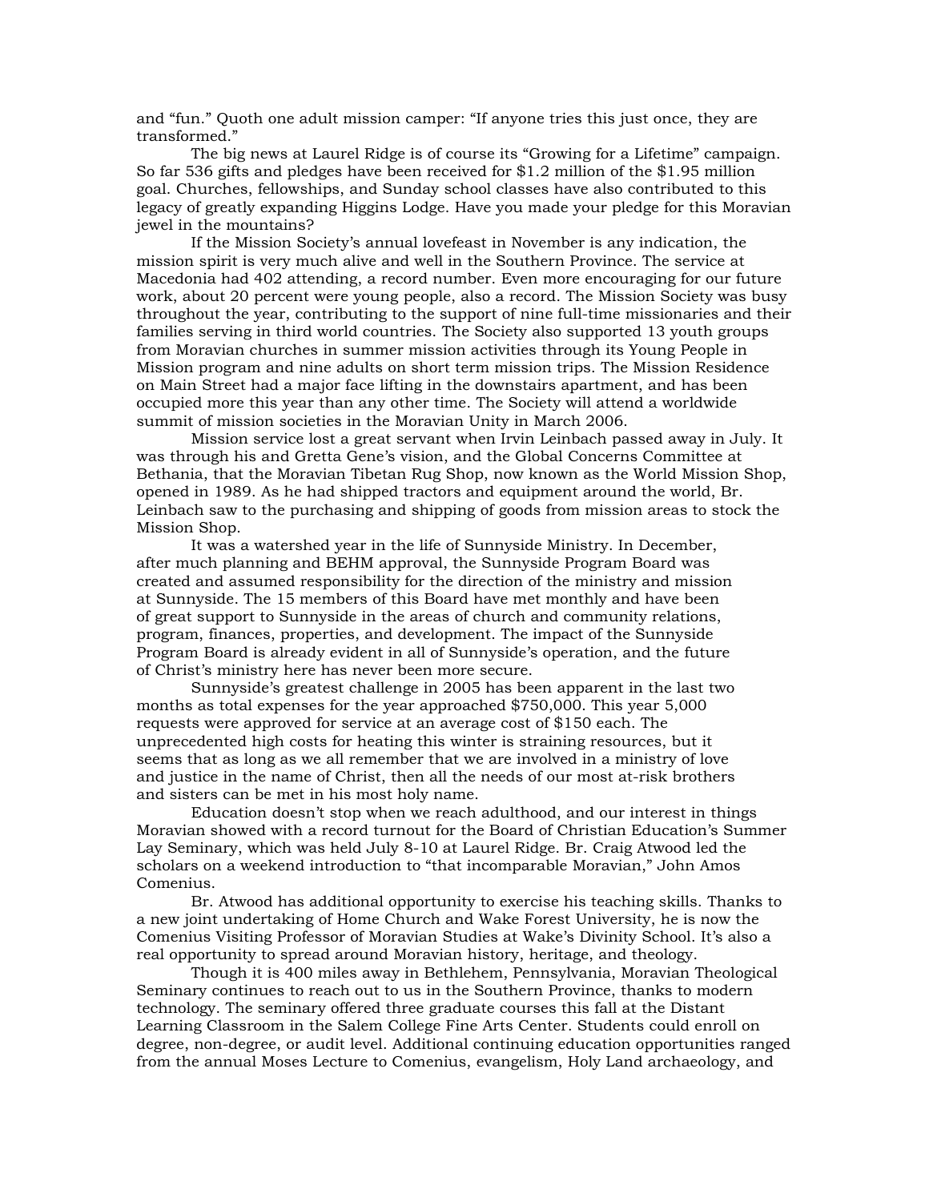and “fun.” Quoth one adult mission camper: “If anyone tries this just once, they are transformed.”

The big news at Laurel Ridge is of course its “Growing for a Lifetime” campaign. So far 536 gifts and pledges have been received for $1.2 million of the $1.95 million goal. Churches, fellowships, and Sunday school classes have also contributed to this legacy of greatly expanding Higgins Lodge. Have you made your pledge for this Moravian jewel in the mountains?

If the Mission Society’s annual lovefeast in November is any indication, the mission spirit is very much alive and well in the Southern Province. The service at Macedonia had 402 attending, a record number. Even more encouraging for our future work, about 20 percent were young people, also a record. The Mission Society was busy throughout the year, contributing to the support of nine full-time missionaries and their families serving in third world countries. The Society also supported 13 youth groups from Moravian churches in summer mission activities through its Young People in Mission program and nine adults on short term mission trips. The Mission Residence on Main Street had a major face lifting in the downstairs apartment, and has been occupied more this year than any other time. The Society will attend a worldwide summit of mission societies in the Moravian Unity in March 2006.

Mission service lost a great servant when Irvin Leinbach passed away in July. It was through his and Gretta Gene’s vision, and the Global Concerns Committee at Bethania, that the Moravian Tibetan Rug Shop, now known as the World Mission Shop, opened in 1989. As he had shipped tractors and equipment around the world, Br. Leinbach saw to the purchasing and shipping of goods from mission areas to stock the Mission Shop.

It was a watershed year in the life of Sunnyside Ministry. In December, after much planning and BEHM approval, the Sunnyside Program Board was created and assumed responsibility for the direction of the ministry and mission at Sunnyside. The 15 members of this Board have met monthly and have been of great support to Sunnyside in the areas of church and community relations, program, finances, properties, and development. The impact of the Sunnyside Program Board is already evident in all of Sunnyside’s operation, and the future of Christ’s ministry here has never been more secure.

Sunnyside’s greatest challenge in 2005 has been apparent in the last two months as total expenses for the year approached $750,000. This year 5,000 requests were approved for service at an average cost of $150 each. The unprecedented high costs for heating this winter is straining resources, but it seems that as long as we all remember that we are involved in a ministry of love and justice in the name of Christ, then all the needs of our most at-risk brothers and sisters can be met in his most holy name.

Education doesn’t stop when we reach adulthood, and our interest in things Moravian showed with a record turnout for the Board of Christian Education’s Summer Lay Seminary, which was held July 8-10 at Laurel Ridge. Br. Craig Atwood led the scholars on a weekend introduction to “that incomparable Moravian,” John Amos Comenius.

Br. Atwood has additional opportunity to exercise his teaching skills. Thanks to a new joint undertaking of Home Church and Wake Forest University, he is now the Comenius Visiting Professor of Moravian Studies at Wake’s Divinity School. It’s also a real opportunity to spread around Moravian history, heritage, and theology.

Though it is 400 miles away in Bethlehem, Pennsylvania, Moravian Theological Seminary continues to reach out to us in the Southern Province, thanks to modern technology. The seminary offered three graduate courses this fall at the Distant Learning Classroom in the Salem College Fine Arts Center. Students could enroll on degree, non-degree, or audit level. Additional continuing education opportunities ranged from the annual Moses Lecture to Comenius, evangelism, Holy Land archaeology, and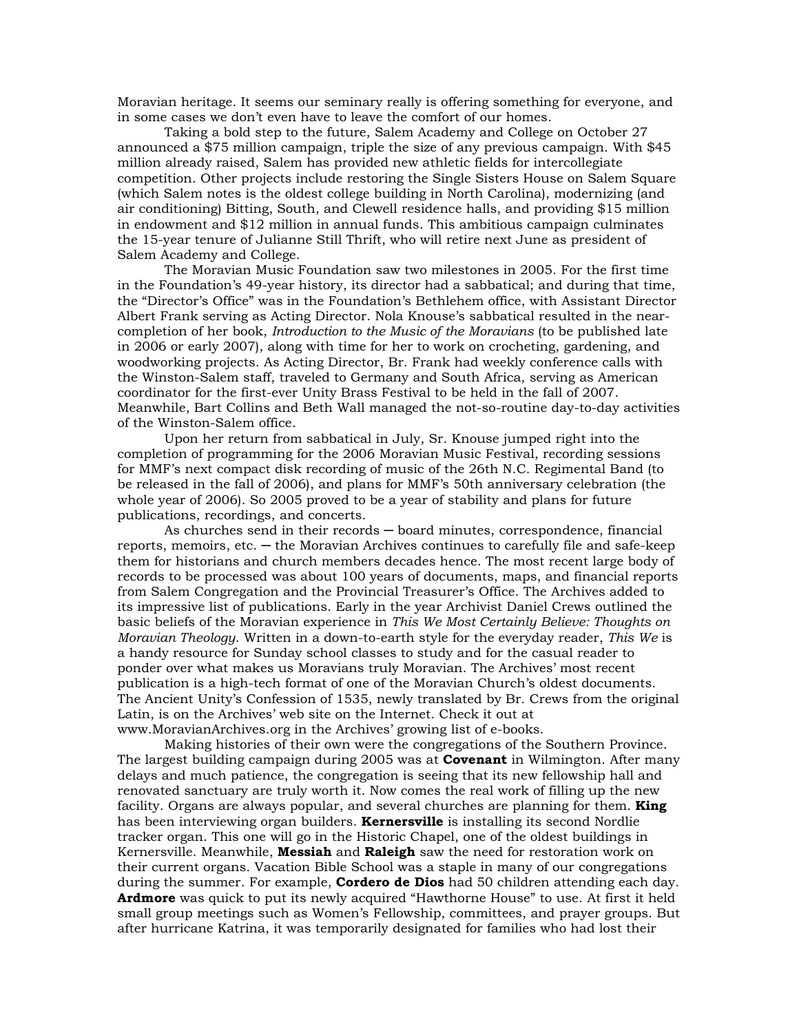Moravian heritage. It seems our seminary really is offering something for everyone, and in some cases we don't even have to leave the comfort of our homes.

Taking a bold step to the future, Salem Academy and College on October 27 announced a $75 million campaign, triple the size of any previous campaign. With $45 million already raised, Salem has provided new athletic fields for intercollegiate competition. Other projects include restoring the Single Sisters House on Salem Square (which Salem notes is the oldest college building in North Carolina), modernizing (and air conditioning) Bitting, South, and Clewell residence halls, and providing $15 million in endowment and $12 million in annual funds. This ambitious campaign culminates the 15-year tenure of Julianne Still Thrift, who will retire next June as president of Salem Academy and College.

The Moravian Music Foundation saw two milestones in 2005. For the first time in the Foundation's 49-year history, its director had a sabbatical; and during that time, the "Director's Office" was in the Foundation's Bethlehem office, with Assistant Director Albert Frank serving as Acting Director. Nola Knouse's sabbatical resulted in the near-completion of her book, *Introduction to the Music of the Moravians* (to be published late in 2006 or early 2007), along with time for her to work on crocheting, gardening, and woodworking projects. As Acting Director, Br. Frank had weekly conference calls with the Winston-Salem staff, traveled to Germany and South Africa, serving as American coordinator for the first-ever Unity Brass Festival to be held in the fall of 2007. Meanwhile, Bart Collins and Beth Wall managed the not-so-routine day-to-day activities of the Winston-Salem office.

Upon her return from sabbatical in July, Sr. Knouse jumped right into the completion of programming for the 2006 Moravian Music Festival, recording sessions for MMF's next compact disk recording of music of the 26th N.C. Regimental Band (to be released in the fall of 2006), and plans for MMF's 50th anniversary celebration (the whole year of 2006). So 2005 proved to be a year of stability and plans for future publications, recordings, and concerts.

As churches send in their records ─ board minutes, correspondence, financial reports, memoirs, etc. ─ the Moravian Archives continues to carefully file and safe-keep them for historians and church members decades hence. The most recent large body of records to be processed was about 100 years of documents, maps, and financial reports from Salem Congregation and the Provincial Treasurer's Office. The Archives added to its impressive list of publications. Early in the year Archivist Daniel Crews outlined the basic beliefs of the Moravian experience in *This We Most Certainly Believe: Thoughts on Moravian Theology*. Written in a down-to-earth style for the everyday reader, *This We* is a handy resource for Sunday school classes to study and for the casual reader to ponder over what makes us Moravians truly Moravian. The Archives' most recent publication is a high-tech format of one of the Moravian Church's oldest documents. The Ancient Unity's Confession of 1535, newly translated by Br. Crews from the original Latin, is on the Archives' web site on the Internet. Check it out at www.MoravianArchives.org in the Archives' growing list of e-books.

Making histories of their own were the congregations of the Southern Province. The largest building campaign during 2005 was at **Covenant** in Wilmington. After many delays and much patience, the congregation is seeing that its new fellowship hall and renovated sanctuary are truly worth it. Now comes the real work of filling up the new facility. Organs are always popular, and several churches are planning for them. **King** has been interviewing organ builders. **Kernersville** is installing its second Nordlie tracker organ. This one will go in the Historic Chapel, one of the oldest buildings in Kernersville. Meanwhile, **Messiah** and **Raleigh** saw the need for restoration work on their current organs. Vacation Bible School was a staple in many of our congregations during the summer. For example, **Cordero de Dios** had 50 children attending each day. **Ardmore** was quick to put its newly acquired "Hawthorne House" to use. At first it held small group meetings such as Women's Fellowship, committees, and prayer groups. But after hurricane Katrina, it was temporarily designated for families who had lost their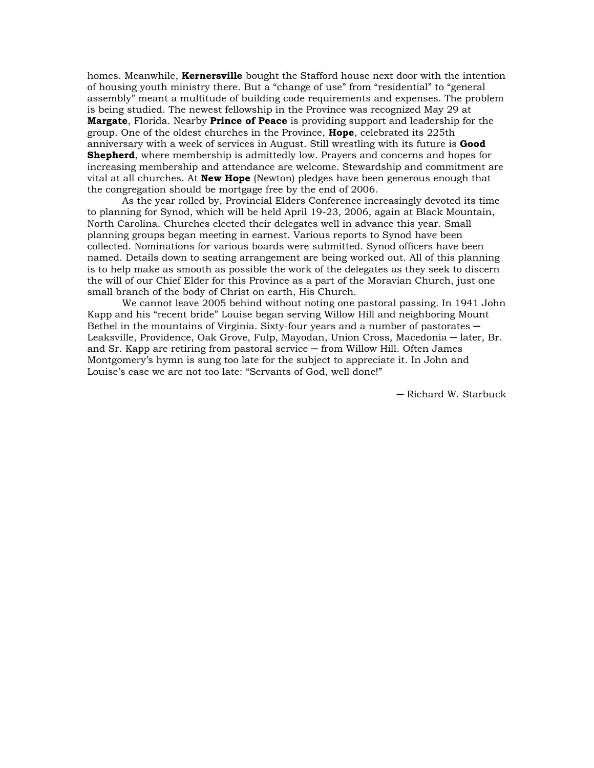homes. Meanwhile, **Kernersville** bought the Stafford house next door with the intention of housing youth ministry there. But a "change of use" from "residential" to "general assembly" meant a multitude of building code requirements and expenses. The problem is being studied. The newest fellowship in the Province was recognized May 29 at **Margate**, Florida. Nearby **Prince of Peace** is providing support and leadership for the group. One of the oldest churches in the Province, **Hope**, celebrated its 225th anniversary with a week of services in August. Still wrestling with its future is **Good Shepherd**, where membership is admittedly low. Prayers and concerns and hopes for increasing membership and attendance are welcome. Stewardship and commitment are vital at all churches. At **New Hope** (Newton) pledges have been generous enough that the congregation should be mortgage free by the end of 2006.

As the year rolled by, Provincial Elders Conference increasingly devoted its time to planning for Synod, which will be held April 19-23, 2006, again at Black Mountain, North Carolina. Churches elected their delegates well in advance this year. Small planning groups began meeting in earnest. Various reports to Synod have been collected. Nominations for various boards were submitted. Synod officers have been named. Details down to seating arrangement are being worked out. All of this planning is to help make as smooth as possible the work of the delegates as they seek to discern the will of our Chief Elder for this Province as a part of the Moravian Church, just one small branch of the body of Christ on earth, His Church.

We cannot leave 2005 behind without noting one pastoral passing. In 1941 John Kapp and his "recent bride" Louise began serving Willow Hill and neighboring Mount Bethel in the mountains of Virginia. Sixty-four years and a number of pastorates ─ Leaksville, Providence, Oak Grove, Fulp, Mayodan, Union Cross, Macedonia ─ later, Br. and Sr. Kapp are retiring from pastoral service ─ from Willow Hill. Often James Montgomery's hymn is sung too late for the subject to appreciate it. In John and Louise's case we are not too late: "Servants of God, well done!"

─ Richard W. Starbuck